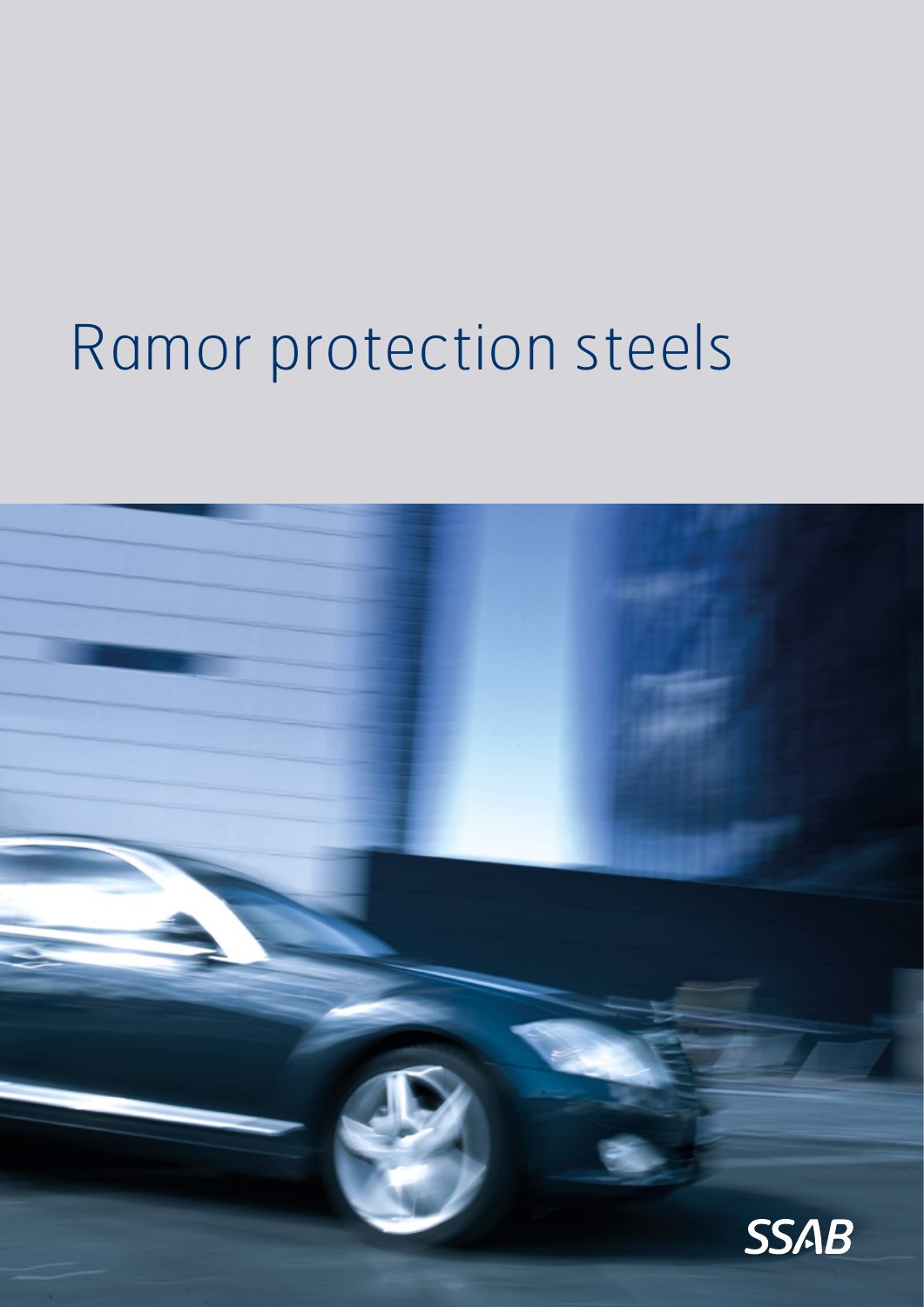# Ramor protection steels

SSAB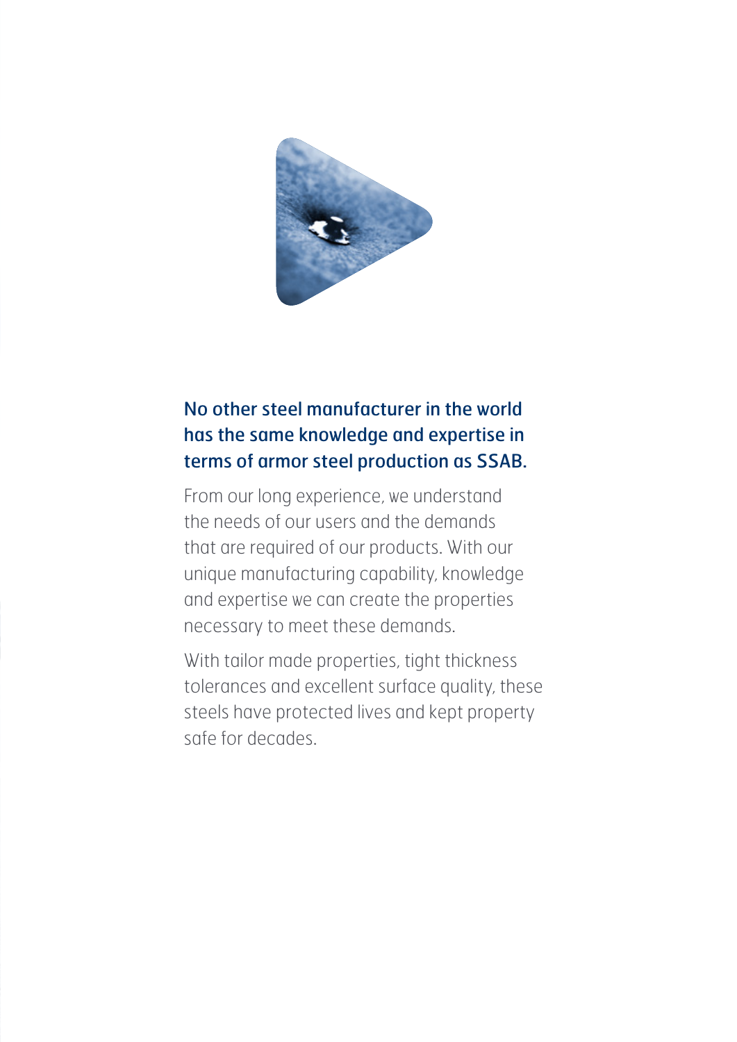**No other steel manufacturer in the world has the same knowledge and expertise in terms of armor steel production as SSAB.**

From our long experience, we understand the needs of our users and the demands that are required of our products. With our unique manufacturing capability, knowledge and expertise we can create the properties necessary to meet these demands.

With tailor made properties, tight thickness tolerances and excellent surface quality, these steels have protected lives and kept property safe for decades.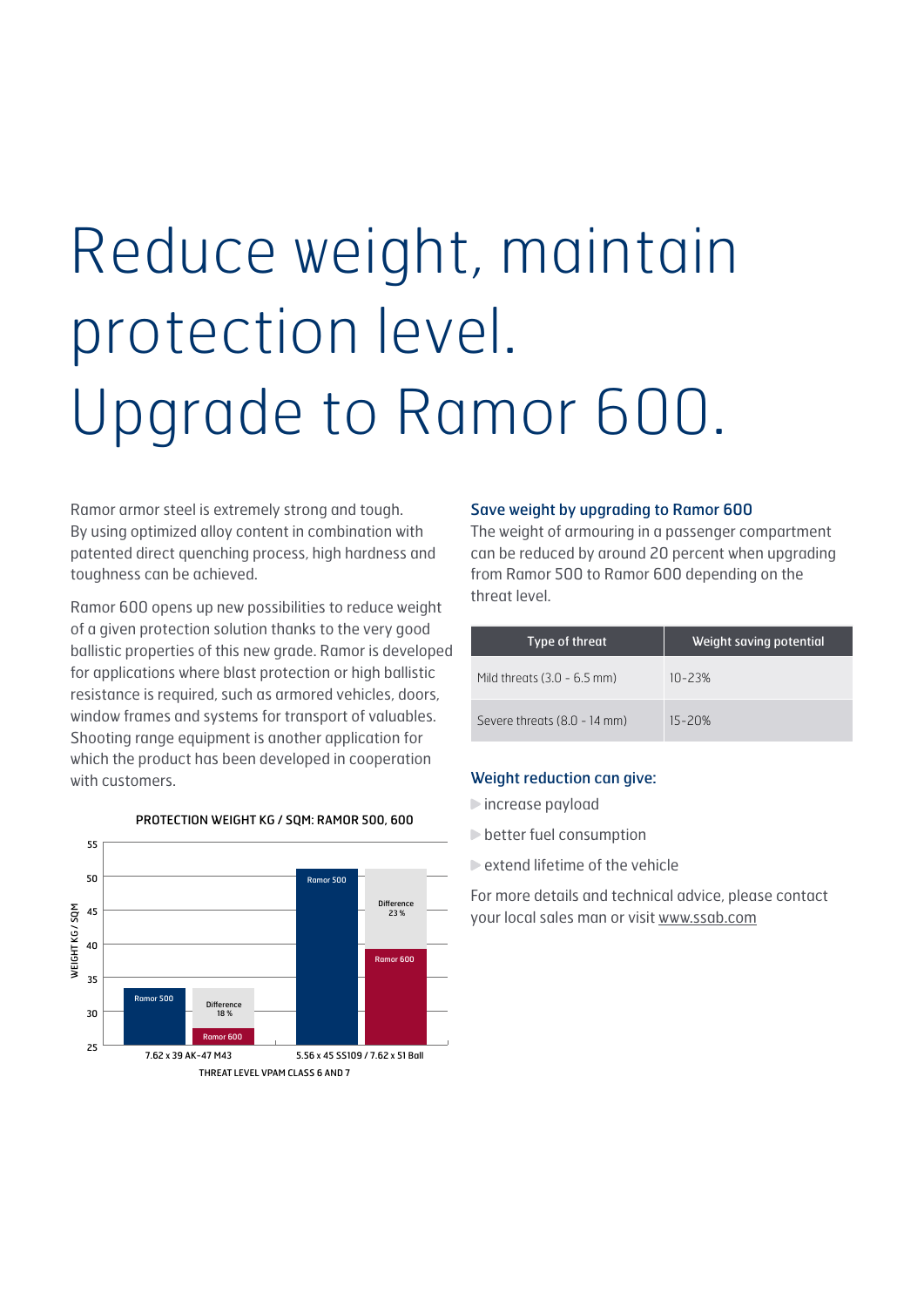# Reduce weight, maintain protection level. Upgrade to Ramor 600.

Ramor armor steel is extremely strong and tough. By using optimized alloy content in combination with patented direct quenching process, high hardness and toughness can be achieved.

Ramor 600 opens up new possibilities to reduce weight of a given protection solution thanks to the very good ballistic properties of this new grade. Ramor is developed for applications where blast protection or high ballistic resistance is required, such as armored vehicles, doors, window frames and systems for transport of valuables. Shooting range equipment is another application for which the product has been developed in cooperation with customers.

PROTECTION WEIGHT KG / SQM: RAMOR 500, 600

| THREAT LEVEL VPAM CLASS 6 AND 7 | Ramor 500 | Ramor 600 | Difference |
|---|---|---|---|
| 7.62 x 39 AK-47 M43 | ~34 | ~28 | 18 % |
| 5.56 x 45 SS109 / 7.62 x 51 Ball | ~51 | ~39 | 23 % |

WEIGHT KG / SQM

## Save weight by upgrading to Ramor 600

The weight of armouring in a passenger compartment can be reduced by around 20 percent when upgrading from Ramor 500 to Ramor 600 depending on the threat level.

| Type of threat | Weight saving potential |
|---|---|
| Mild threats (3.0 - 6.5 mm) | 10-23% |
| Severe threats (8.0 - 14 mm) | 15-20% |

## Weight reduction can give:

- increase payload
- better fuel consumption
- extend lifetime of the vehicle

For more details and technical advice, please contact your local sales man or visit www.ssab.com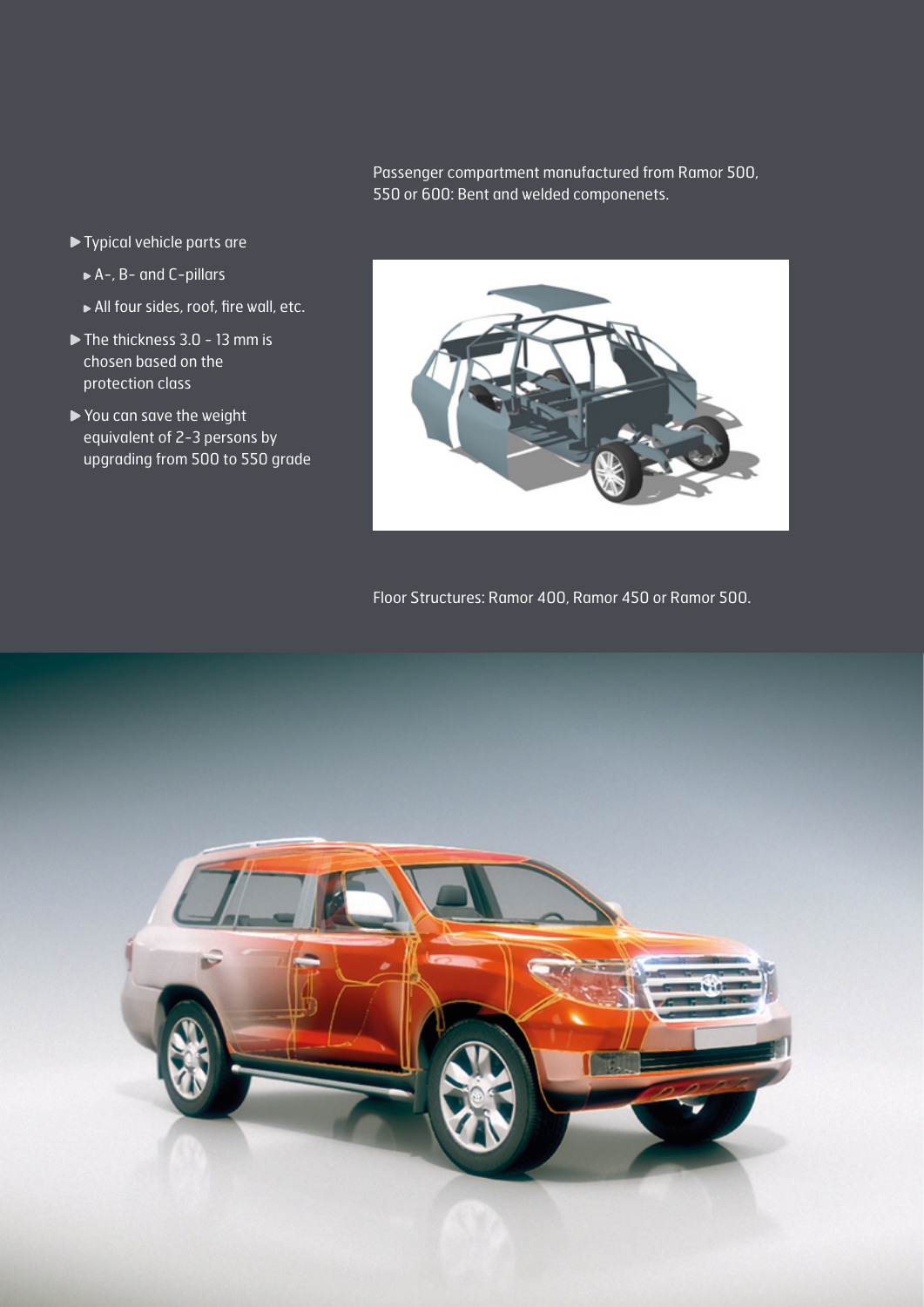- Typical vehicle parts are
  - A-, B- and C-pillars
  - All four sides, roof, fire wall, etc.
- The thickness 3.0 - 13 mm is chosen based on the protection class
- You can save the weight equivalent of 2-3 persons by upgrading from 500 to 550 grade

Passenger compartment manufactured from Ramor 500, 550 or 600: Bent and welded componenets.

Floor Structures: Ramor 400, Ramor 450 or Ramor 500.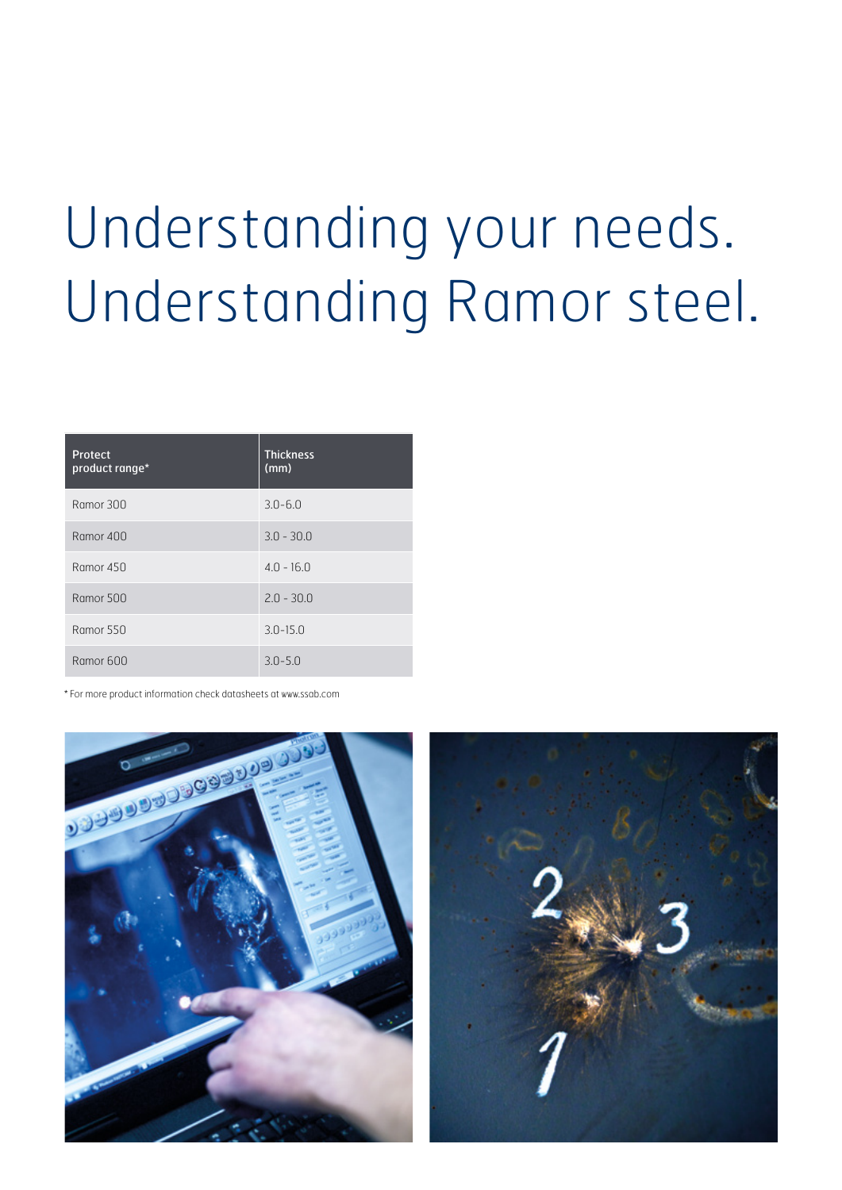# Understanding your needs. Understanding Ramor steel.

| Protect product range* | Thickness (mm) |
|---|---|
| Ramor 300 | 3.0-6.0 |
| Ramor 400 | 3.0 - 30.0 |
| Ramor 450 | 4.0 - 16.0 |
| Ramor 500 | 2.0 - 30.0 |
| Ramor 550 | 3.0-15.0 |
| Ramor 600 | 3.0-5.0 |

* For more product information check datasheets at www.ssab.com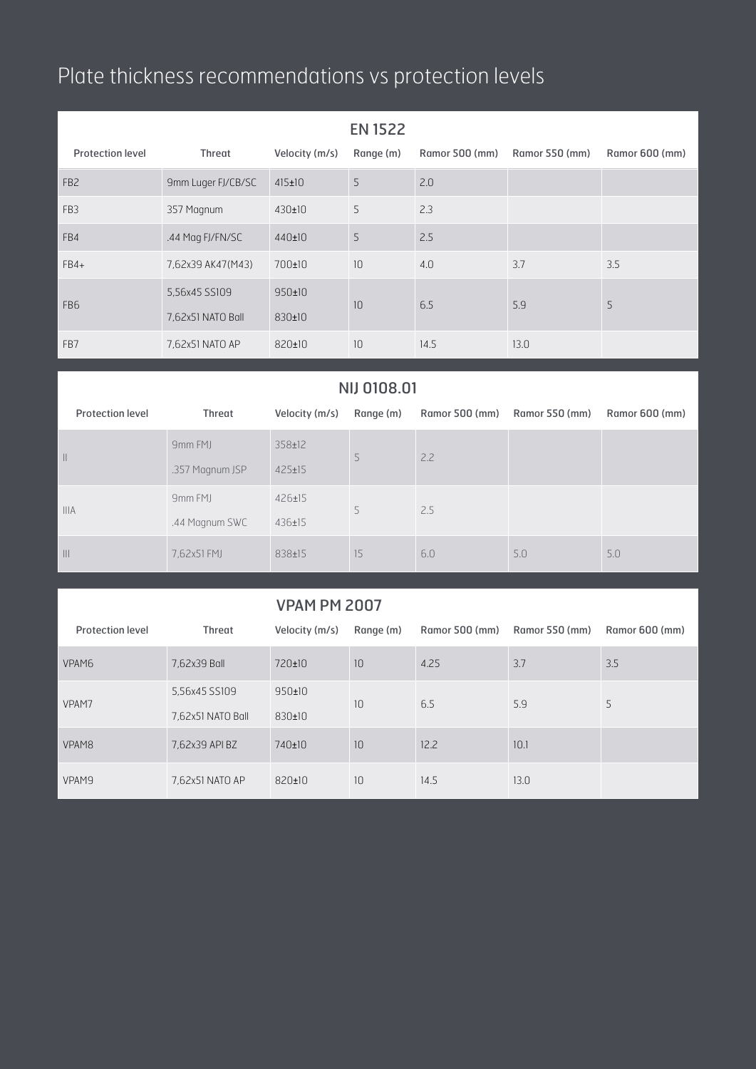# Plate thickness recommendations vs protection levels

## EN 1522

| Protection level | Threat | Velocity (m/s) | Range (m) | Ramor 500 (mm) | Ramor 550 (mm) | Ramor 600 (mm) |
|---|---|---|---|---|---|---|
| FB2 | 9mm Luger FJ/CB/SC | 415±10 | 5 | 2.0 | | |
| FB3 | 357 Magnum | 430±10 | 5 | 2.3 | | |
| FB4 | .44 Mag FJ/FN/SC | 440±10 | 5 | 2.5 | | |
| FB4+ | 7,62x39 AK47(M43) | 700±10 | 10 | 4.0 | 3.7 | 3.5 |
| FB6 | 5,56x45 SS109<br>7,62x51 NATO Ball | 950±10<br>830±10 | 10 | 6.5 | 5.9 | 5 |
| FB7 | 7,62x51 NATO AP | 820±10 | 10 | 14.5 | 13.0 | |

## NIJ 0108.01

| Protection level | Threat | Velocity (m/s) | Range (m) | Ramor 500 (mm) | Ramor 550 (mm) | Ramor 600 (mm) |
|---|---|---|---|---|---|---|
| II | 9mm FMJ<br>.357 Magnum JSP | 358±12<br>425±15 | 5 | 2.2 | | |
| IIIA | 9mm FMJ<br>.44 Magnum SWC | 426±15<br>436±15 | 5 | 2.5 | | |
| III | 7,62x51 FMJ | 838±15 | 15 | 6.0 | 5.0 | 5.0 |

## VPAM PM 2007

| Protection level | Threat | Velocity (m/s) | Range (m) | Ramor 500 (mm) | Ramor 550 (mm) | Ramor 600 (mm) |
|---|---|---|---|---|---|---|
| VPAM6 | 7,62x39 Ball | 720±10 | 10 | 4.25 | 3.7 | 3.5 |
| VPAM7 | 5,56x45 SS109<br>7,62x51 NATO Ball | 950±10<br>830±10 | 10 | 6.5 | 5.9 | 5 |
| VPAM8 | 7,62x39 API BZ | 740±10 | 10 | 12.2 | 10.1 | |
| VPAM9 | 7,62x51 NATO AP | 820±10 | 10 | 14.5 | 13.0 | |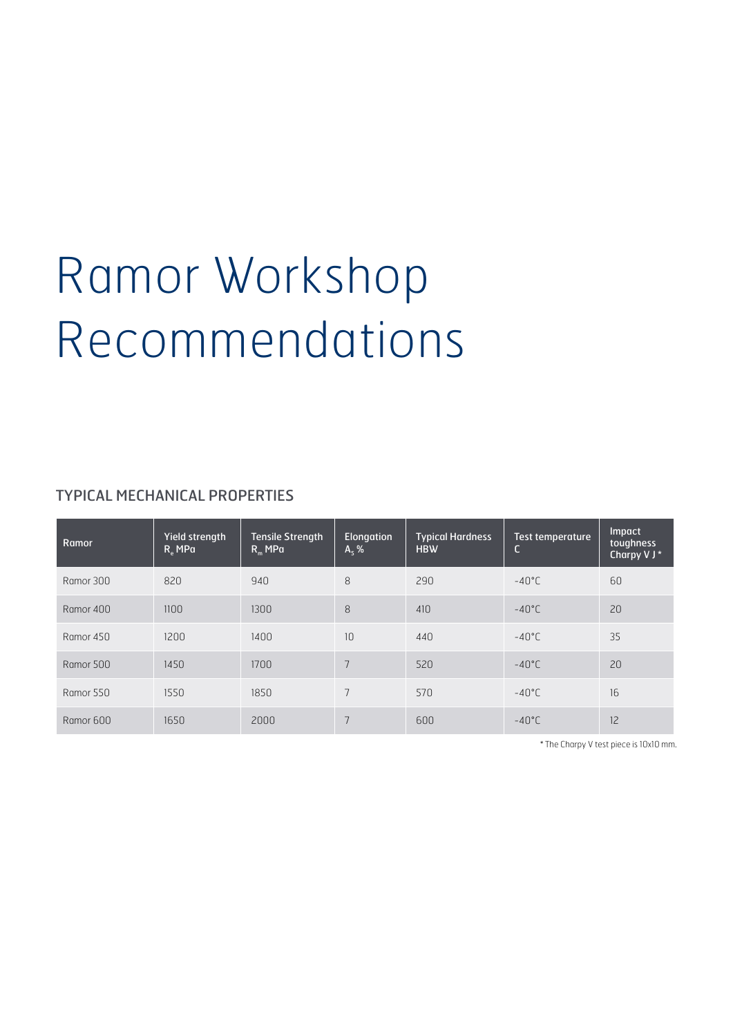# Ramor Workshop Recommendations

## TYPICAL MECHANICAL PROPERTIES

| Ramor | Yield strength $R_e$ MPa | Tensile Strength $R_m$ MPa | Elongation $A_5$ % | Typical Hardness HBW | Test temperature C | Impact toughness Charpy V J * |
|---|---|---|---|---|---|---|
| Ramor 300 | 820 | 940 | 8 | 290 | -40°C | 60 |
| Ramor 400 | 1100 | 1300 | 8 | 410 | -40°C | 20 |
| Ramor 450 | 1200 | 1400 | 10 | 440 | -40°C | 35 |
| Ramor 500 | 1450 | 1700 | 7 | 520 | -40°C | 20 |
| Ramor 550 | 1550 | 1850 | 7 | 570 | -40°C | 16 |
| Ramor 600 | 1650 | 2000 | 7 | 600 | -40°C | 12 |

* The Charpy V test piece is 10x10 mm.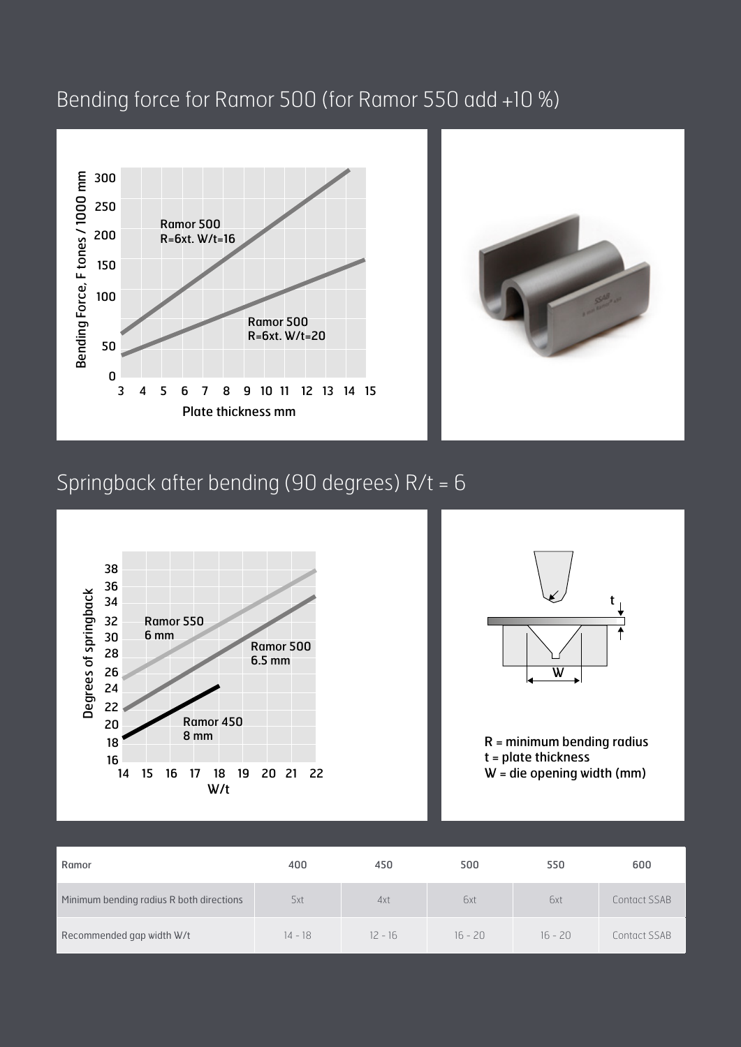## Bending force for Ramor 500 (for Ramor 550 add +10 %)

## Springback after bending (90 degrees) R/t = 6

R = minimum bending radius
t = plate thickness
W = die opening width (mm)

| Ramor | 400 | 450 | 500 | 550 | 600 |
|---|---|---|---|---|---|
| Minimum bending radius R both directions | 5xt | 4xt | 6xt | 6xt | Contact SSAB |
| Recommended gap width W/t | 14 - 18 | 12 - 16 | 16 - 20 | 16 - 20 | Contact SSAB |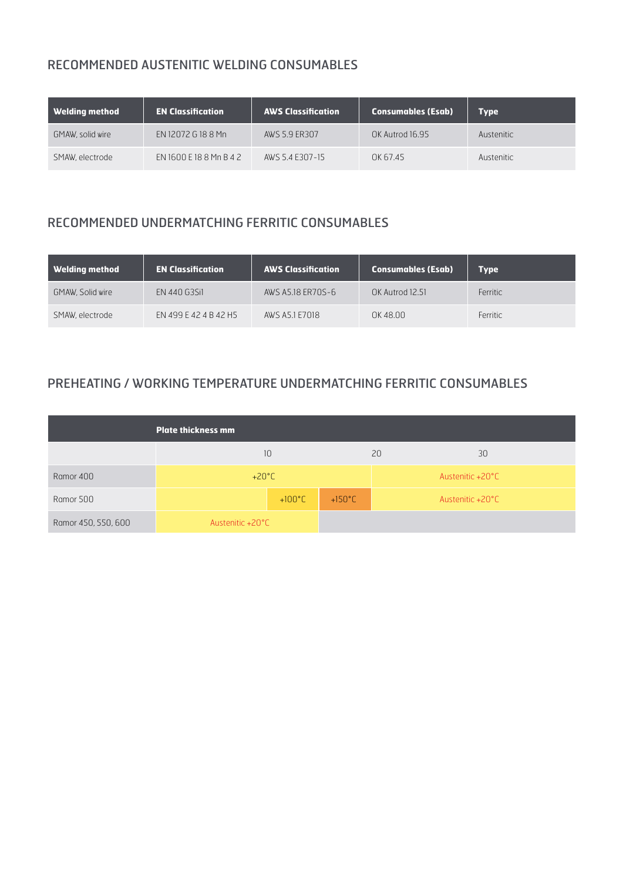## RECOMMENDED AUSTENITIC WELDING CONSUMABLES

| Welding method | EN Classification | AWS Classification | Consumables (Esab) | Type |
|---|---|---|---|---|
| GMAW, solid wire | EN 12072 G 18 8 Mn | AWS 5.9 ER307 | OK Autrod 16.95 | Austenitic |
| SMAW, electrode | EN 1600 E 18 8 Mn B 4 2 | AWS 5.4 E307-15 | OK 67.45 | Austenitic |

## RECOMMENDED UNDERMATCHING FERRITIC CONSUMABLES

| Welding method | EN Classification | AWS Classification | Consumables (Esab) | Type |
|---|---|---|---|---|
| GMAW, Solid wire | EN 440 G3Si1 | AWS A5.18 ER70S-6 | OK Autrod 12.51 | Ferritic |
| SMAW, electrode | EN 499 E 42 4 B 42 H5 | AWS A5.1 E7018 | OK 48.00 | Ferritic |

## PREHEATING / WORKING TEMPERATURE UNDERMATCHING FERRITIC CONSUMABLES

| | Plate thickness mm | | | | |
|---|---|---|---|---|---|
| | 10 | | | 20 | 30 |
| Ramor 400 | +20°C | | | Austenitic +20°C | |
| Ramor 500 | | +100°C | +150°C | Austenitic +20°C | |
| Ramor 450, 550, 600 | Austenitic +20°C | | | | |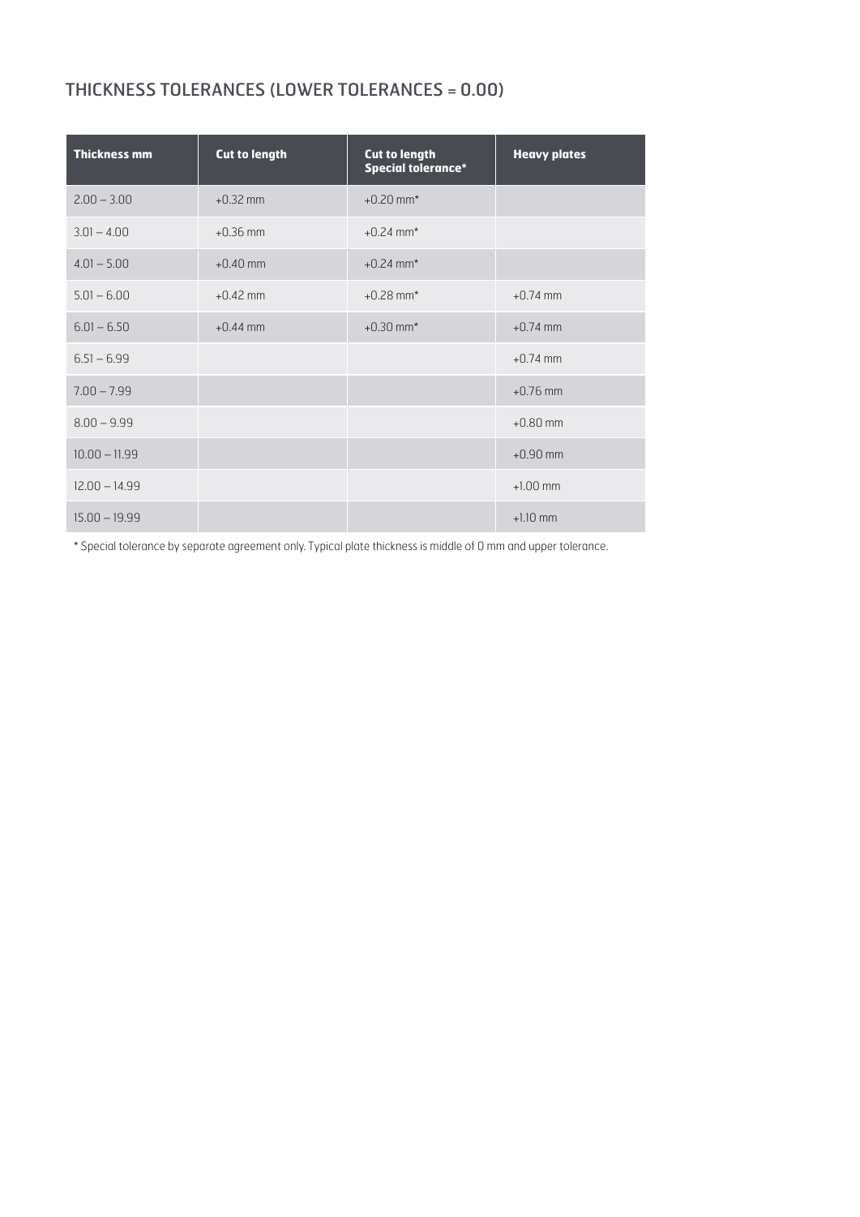## THICKNESS TOLERANCES (LOWER TOLERANCES = 0.00)

| Thickness mm | Cut to length | Cut to length Special tolerance* | Heavy plates |
|---|---|---|---|
| 2.00 – 3.00 | +0.32 mm | +0.20 mm* | |
| 3.01 – 4.00 | +0.36 mm | +0.24 mm* | |
| 4.01 – 5.00 | +0.40 mm | +0.24 mm* | |
| 5.01 – 6.00 | +0.42 mm | +0.28 mm* | +0.74 mm |
| 6.01 – 6.50 | +0.44 mm | +0.30 mm* | +0.74 mm |
| 6.51 – 6.99 | | | +0.74 mm |
| 7.00 – 7.99 | | | +0.76 mm |
| 8.00 – 9.99 | | | +0.80 mm |
| 10.00 – 11.99 | | | +0.90 mm |
| 12.00 – 14.99 | | | +1.00 mm |
| 15.00 – 19.99 | | | +1.10 mm |

* Special tolerance by separate agreement only. Typical plate thickness is middle of 0 mm and upper tolerance.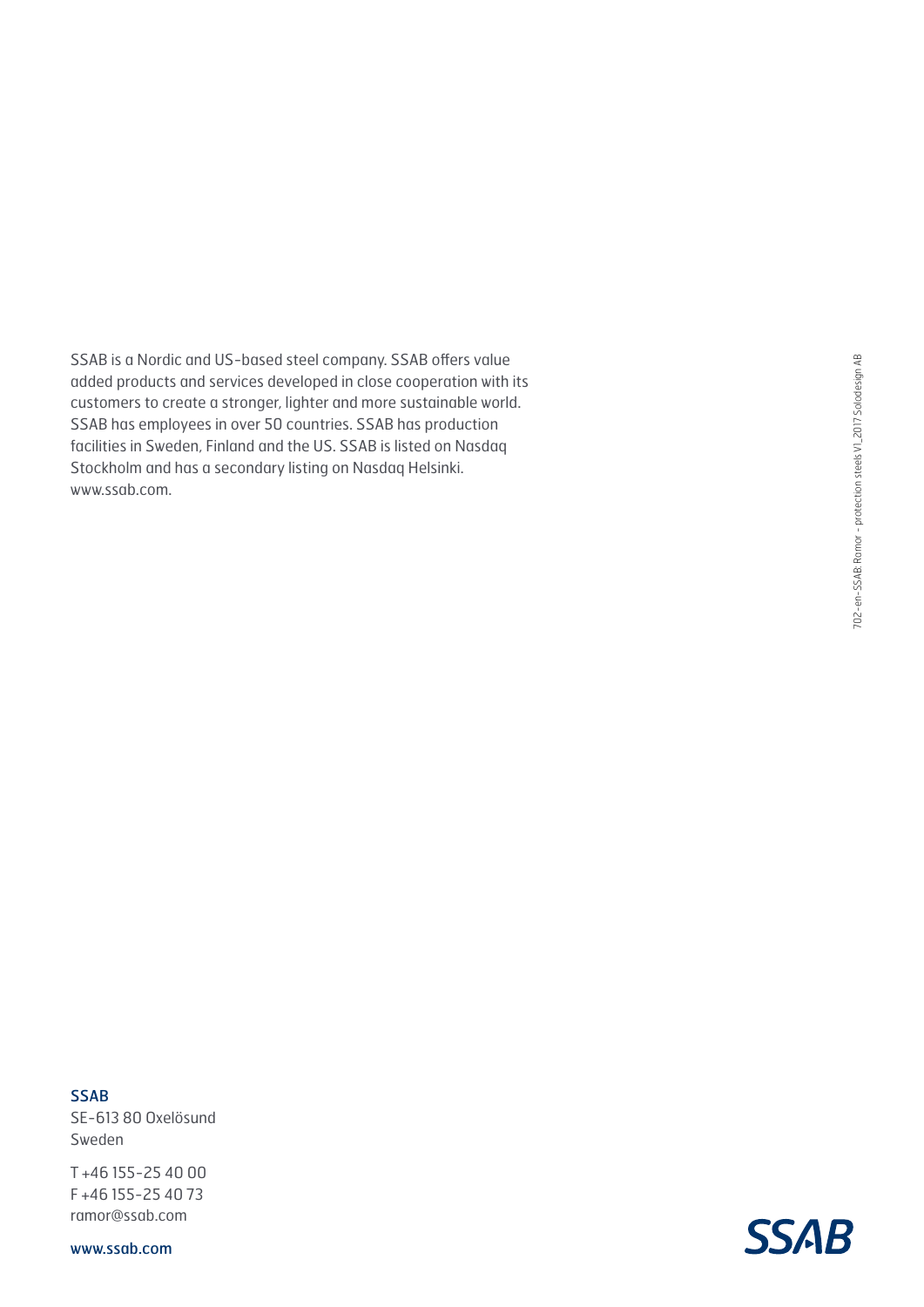SSAB is a Nordic and US-based steel company. SSAB offers value added products and services developed in close cooperation with its customers to create a stronger, lighter and more sustainable world. SSAB has employees in over 50 countries. SSAB has production facilities in Sweden, Finland and the US. SSAB is listed on Nasdaq Stockholm and has a secondary listing on Nasdaq Helsinki. www.ssab.com.

702-en-SSAB: Ramor – protection steels V1_2017 Solodesign AB

**SSAB**
SE-613 80 Oxelösund
Sweden

T +46 155-25 40 00
F +46 155-25 40 73
ramor@ssab.com

www.ssab.com

SSAB